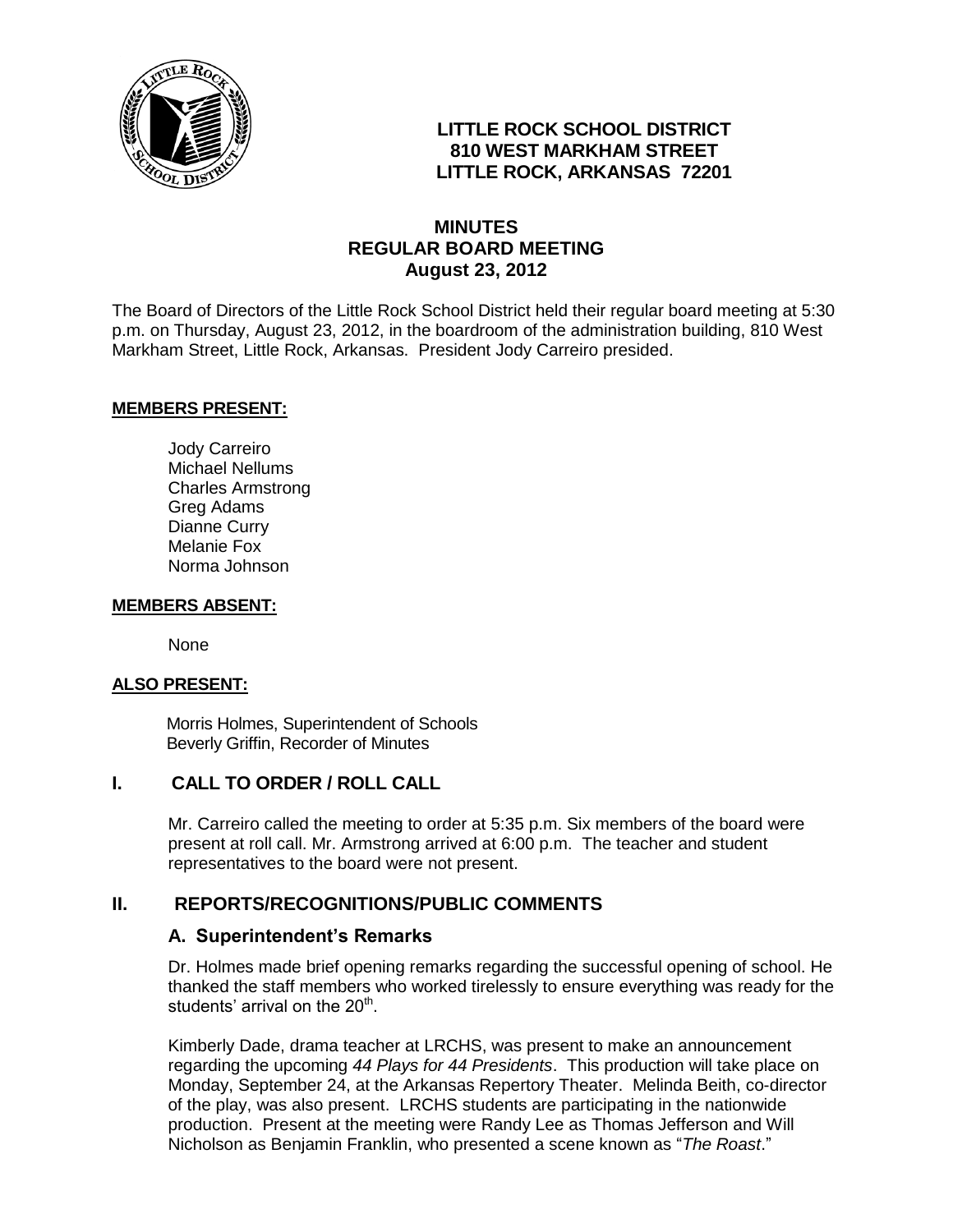# LITTLE ROCK SCHOOL DISTRICT
## 810 WEST MARKHAM STREET
## LITTLE ROCK, ARKANSAS 72201

## MINUTES
## REGULAR BOARD MEETING
## August 23, 2012

The Board of Directors of the Little Rock School District held their regular board meeting at 5:30 p.m. on Thursday, August 23, 2012, in the boardroom of the administration building, 810 West Markham Street, Little Rock, Arkansas. President Jody Carreiro presided.

**MEMBERS PRESENT:**

Jody Carreiro
Michael Nellums
Charles Armstrong
Greg Adams
Dianne Curry
Melanie Fox
Norma Johnson

**MEMBERS ABSENT:**

None

**ALSO PRESENT:**

Morris Holmes, Superintendent of Schools
Beverly Griffin, Recorder of Minutes

## I. CALL TO ORDER / ROLL CALL

Mr. Carreiro called the meeting to order at 5:35 p.m. Six members of the board were present at roll call. Mr. Armstrong arrived at 6:00 p.m. The teacher and student representatives to the board were not present.

## II. REPORTS/RECOGNITIONS/PUBLIC COMMENTS

### A. Superintendent's Remarks

Dr. Holmes made brief opening remarks regarding the successful opening of school. He thanked the staff members who worked tirelessly to ensure everything was ready for the students' arrival on the 20th.

Kimberly Dade, drama teacher at LRCHS, was present to make an announcement regarding the upcoming *44 Plays for 44 Presidents*. This production will take place on Monday, September 24, at the Arkansas Repertory Theater. Melinda Beith, co-director of the play, was also present. LRCHS students are participating in the nationwide production. Present at the meeting were Randy Lee as Thomas Jefferson and Will Nicholson as Benjamin Franklin, who presented a scene known as "*The Roast*."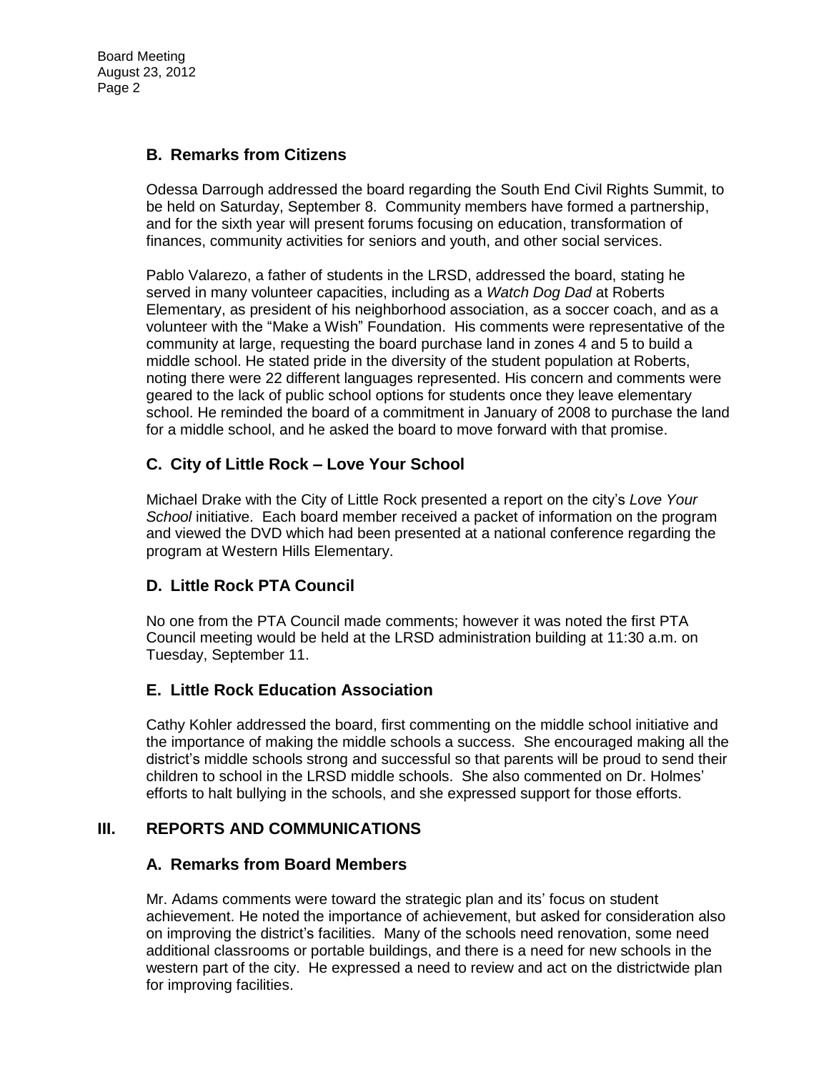## B. Remarks from Citizens

Odessa Darrough addressed the board regarding the South End Civil Rights Summit, to be held on Saturday, September 8. Community members have formed a partnership, and for the sixth year will present forums focusing on education, transformation of finances, community activities for seniors and youth, and other social services.

Pablo Valarezo, a father of students in the LRSD, addressed the board, stating he served in many volunteer capacities, including as a *Watch Dog Dad* at Roberts Elementary, as president of his neighborhood association, as a soccer coach, and as a volunteer with the "Make a Wish" Foundation. His comments were representative of the community at large, requesting the board purchase land in zones 4 and 5 to build a middle school. He stated pride in the diversity of the student population at Roberts, noting there were 22 different languages represented. His concern and comments were geared to the lack of public school options for students once they leave elementary school. He reminded the board of a commitment in January of 2008 to purchase the land for a middle school, and he asked the board to move forward with that promise.

## C. City of Little Rock – Love Your School

Michael Drake with the City of Little Rock presented a report on the city's *Love Your School* initiative. Each board member received a packet of information on the program and viewed the DVD which had been presented at a national conference regarding the program at Western Hills Elementary.

## D. Little Rock PTA Council

No one from the PTA Council made comments; however it was noted the first PTA Council meeting would be held at the LRSD administration building at 11:30 a.m. on Tuesday, September 11.

## E. Little Rock Education Association

Cathy Kohler addressed the board, first commenting on the middle school initiative and the importance of making the middle schools a success. She encouraged making all the district's middle schools strong and successful so that parents will be proud to send their children to school in the LRSD middle schools. She also commented on Dr. Holmes' efforts to halt bullying in the schools, and she expressed support for those efforts.

# III. REPORTS AND COMMUNICATIONS

## A. Remarks from Board Members

Mr. Adams comments were toward the strategic plan and its' focus on student achievement. He noted the importance of achievement, but asked for consideration also on improving the district's facilities. Many of the schools need renovation, some need additional classrooms or portable buildings, and there is a need for new schools in the western part of the city. He expressed a need to review and act on the districtwide plan for improving facilities.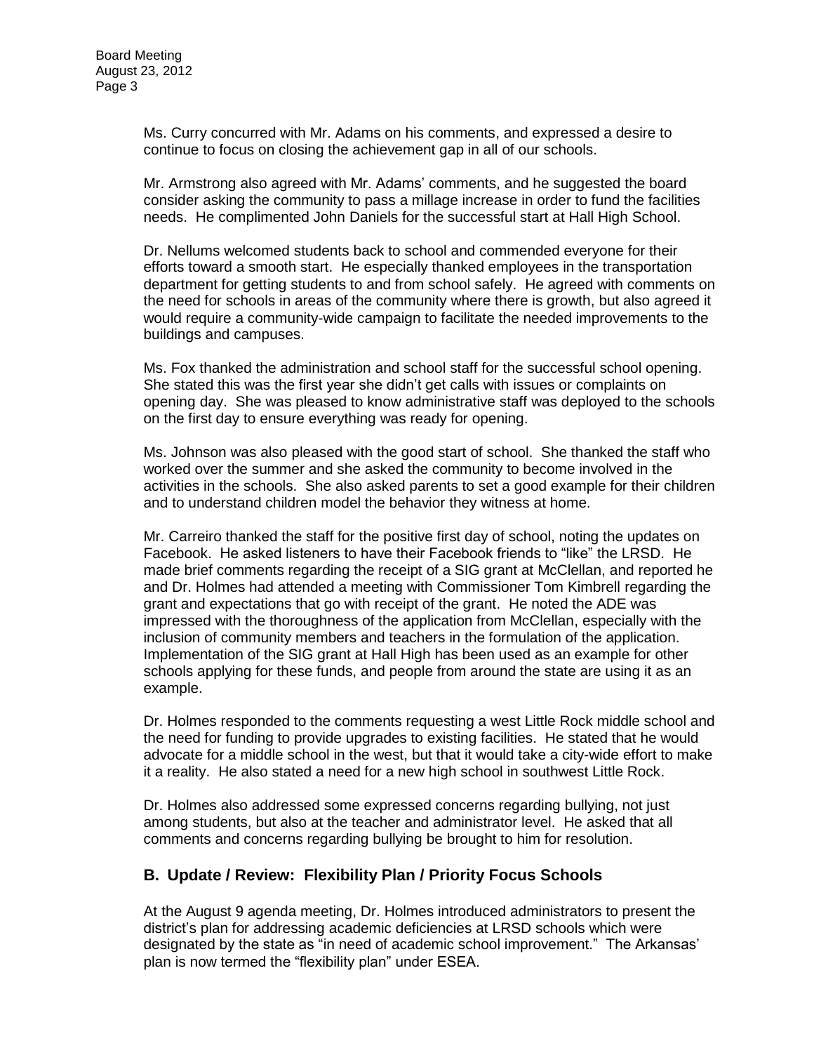Ms. Curry concurred with Mr. Adams on his comments, and expressed a desire to continue to focus on closing the achievement gap in all of our schools.

Mr. Armstrong also agreed with Mr. Adams' comments, and he suggested the board consider asking the community to pass a millage increase in order to fund the facilities needs. He complimented John Daniels for the successful start at Hall High School.

Dr. Nellums welcomed students back to school and commended everyone for their efforts toward a smooth start. He especially thanked employees in the transportation department for getting students to and from school safely. He agreed with comments on the need for schools in areas of the community where there is growth, but also agreed it would require a community-wide campaign to facilitate the needed improvements to the buildings and campuses.

Ms. Fox thanked the administration and school staff for the successful school opening. She stated this was the first year she didn't get calls with issues or complaints on opening day. She was pleased to know administrative staff was deployed to the schools on the first day to ensure everything was ready for opening.

Ms. Johnson was also pleased with the good start of school. She thanked the staff who worked over the summer and she asked the community to become involved in the activities in the schools. She also asked parents to set a good example for their children and to understand children model the behavior they witness at home.

Mr. Carreiro thanked the staff for the positive first day of school, noting the updates on Facebook. He asked listeners to have their Facebook friends to "like" the LRSD. He made brief comments regarding the receipt of a SIG grant at McClellan, and reported he and Dr. Holmes had attended a meeting with Commissioner Tom Kimbrell regarding the grant and expectations that go with receipt of the grant. He noted the ADE was impressed with the thoroughness of the application from McClellan, especially with the inclusion of community members and teachers in the formulation of the application. Implementation of the SIG grant at Hall High has been used as an example for other schools applying for these funds, and people from around the state are using it as an example.

Dr. Holmes responded to the comments requesting a west Little Rock middle school and the need for funding to provide upgrades to existing facilities. He stated that he would advocate for a middle school in the west, but that it would take a city-wide effort to make it a reality. He also stated a need for a new high school in southwest Little Rock.

Dr. Holmes also addressed some expressed concerns regarding bullying, not just among students, but also at the teacher and administrator level. He asked that all comments and concerns regarding bullying be brought to him for resolution.

## B. Update / Review: Flexibility Plan / Priority Focus Schools

At the August 9 agenda meeting, Dr. Holmes introduced administrators to present the district's plan for addressing academic deficiencies at LRSD schools which were designated by the state as "in need of academic school improvement." The Arkansas' plan is now termed the "flexibility plan" under ESEA.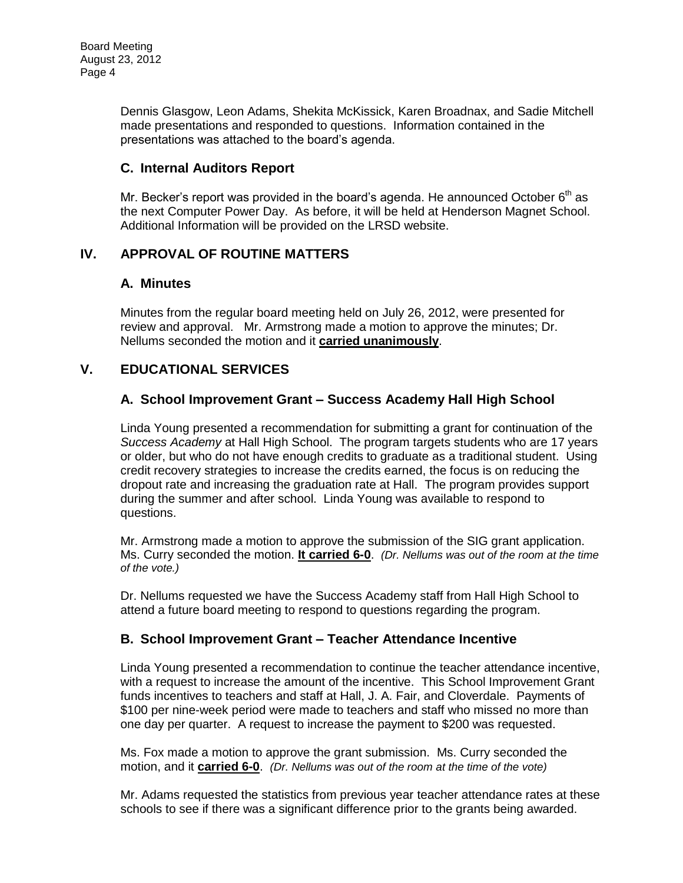Dennis Glasgow, Leon Adams, Shekita McKissick, Karen Broadnax, and Sadie Mitchell made presentations and responded to questions. Information contained in the presentations was attached to the board's agenda.

### C. Internal Auditors Report

Mr. Becker's report was provided in the board's agenda. He announced October 6th as the next Computer Power Day. As before, it will be held at Henderson Magnet School. Additional Information will be provided on the LRSD website.

## IV. APPROVAL OF ROUTINE MATTERS

### A. Minutes

Minutes from the regular board meeting held on July 26, 2012, were presented for review and approval. Mr. Armstrong made a motion to approve the minutes; Dr. Nellums seconded the motion and it **carried unanimously**.

## V. EDUCATIONAL SERVICES

### A. School Improvement Grant – Success Academy Hall High School

Linda Young presented a recommendation for submitting a grant for continuation of the *Success Academy* at Hall High School. The program targets students who are 17 years or older, but who do not have enough credits to graduate as a traditional student. Using credit recovery strategies to increase the credits earned, the focus is on reducing the dropout rate and increasing the graduation rate at Hall. The program provides support during the summer and after school. Linda Young was available to respond to questions.

Mr. Armstrong made a motion to approve the submission of the SIG grant application. Ms. Curry seconded the motion. **It carried 6-0**. *(Dr. Nellums was out of the room at the time of the vote.)*

Dr. Nellums requested we have the Success Academy staff from Hall High School to attend a future board meeting to respond to questions regarding the program.

### B. School Improvement Grant – Teacher Attendance Incentive

Linda Young presented a recommendation to continue the teacher attendance incentive, with a request to increase the amount of the incentive. This School Improvement Grant funds incentives to teachers and staff at Hall, J. A. Fair, and Cloverdale. Payments of $100 per nine-week period were made to teachers and staff who missed no more than one day per quarter. A request to increase the payment to $200 was requested.

Ms. Fox made a motion to approve the grant submission. Ms. Curry seconded the motion, and it **carried 6-0**. *(Dr. Nellums was out of the room at the time of the vote)*

Mr. Adams requested the statistics from previous year teacher attendance rates at these schools to see if there was a significant difference prior to the grants being awarded.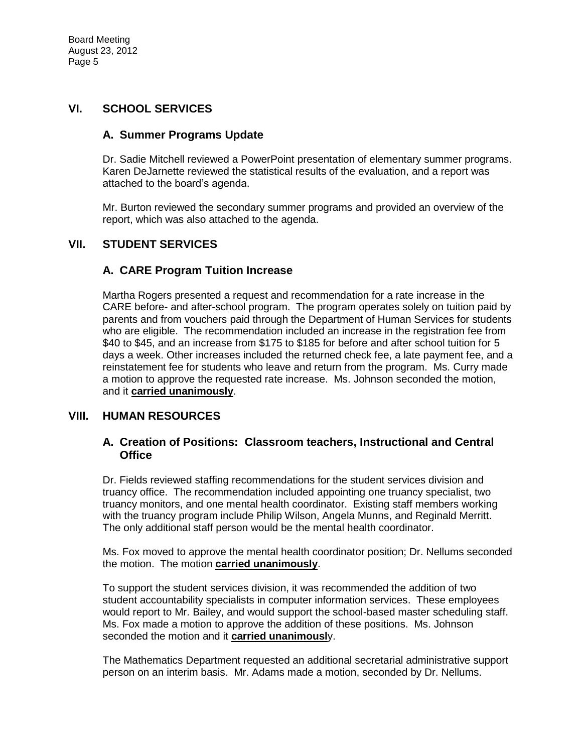## VI. SCHOOL SERVICES

### A. Summer Programs Update

Dr. Sadie Mitchell reviewed a PowerPoint presentation of elementary summer programs. Karen DeJarnette reviewed the statistical results of the evaluation, and a report was attached to the board's agenda.

Mr. Burton reviewed the secondary summer programs and provided an overview of the report, which was also attached to the agenda.

## VII. STUDENT SERVICES

### A. CARE Program Tuition Increase

Martha Rogers presented a request and recommendation for a rate increase in the CARE before- and after-school program. The program operates solely on tuition paid by parents and from vouchers paid through the Department of Human Services for students who are eligible. The recommendation included an increase in the registration fee from $40 to $45, and an increase from $175 to $185 for before and after school tuition for 5 days a week. Other increases included the returned check fee, a late payment fee, and a reinstatement fee for students who leave and return from the program. Ms. Curry made a motion to approve the requested rate increase. Ms. Johnson seconded the motion, and it **carried unanimously**.

## VIII. HUMAN RESOURCES

### A. Creation of Positions: Classroom teachers, Instructional and Central Office

Dr. Fields reviewed staffing recommendations for the student services division and truancy office. The recommendation included appointing one truancy specialist, two truancy monitors, and one mental health coordinator. Existing staff members working with the truancy program include Philip Wilson, Angela Munns, and Reginald Merritt. The only additional staff person would be the mental health coordinator.

Ms. Fox moved to approve the mental health coordinator position; Dr. Nellums seconded the motion. The motion **carried unanimously**.

To support the student services division, it was recommended the addition of two student accountability specialists in computer information services. These employees would report to Mr. Bailey, and would support the school-based master scheduling staff. Ms. Fox made a motion to approve the addition of these positions. Ms. Johnson seconded the motion and it **carried unanimously**.

The Mathematics Department requested an additional secretarial administrative support person on an interim basis. Mr. Adams made a motion, seconded by Dr. Nellums.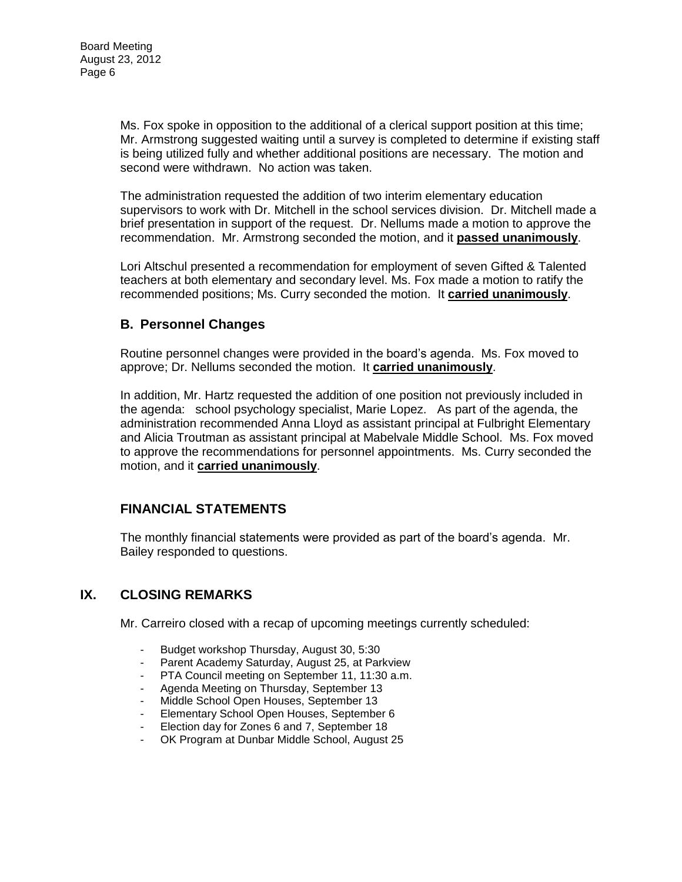Ms. Fox spoke in opposition to the additional of a clerical support position at this time; Mr. Armstrong suggested waiting until a survey is completed to determine if existing staff is being utilized fully and whether additional positions are necessary. The motion and second were withdrawn. No action was taken.

The administration requested the addition of two interim elementary education supervisors to work with Dr. Mitchell in the school services division. Dr. Mitchell made a brief presentation in support of the request. Dr. Nellums made a motion to approve the recommendation. Mr. Armstrong seconded the motion, and it **passed unanimously**.

Lori Altschul presented a recommendation for employment of seven Gifted & Talented teachers at both elementary and secondary level. Ms. Fox made a motion to ratify the recommended positions; Ms. Curry seconded the motion. It **carried unanimously**.

### B. Personnel Changes

Routine personnel changes were provided in the board's agenda. Ms. Fox moved to approve; Dr. Nellums seconded the motion. It **carried unanimously**.

In addition, Mr. Hartz requested the addition of one position not previously included in the agenda: school psychology specialist, Marie Lopez. As part of the agenda, the administration recommended Anna Lloyd as assistant principal at Fulbright Elementary and Alicia Troutman as assistant principal at Mabelvale Middle School. Ms. Fox moved to approve the recommendations for personnel appointments. Ms. Curry seconded the motion, and it **carried unanimously**.

### FINANCIAL STATEMENTS

The monthly financial statements were provided as part of the board's agenda. Mr. Bailey responded to questions.

## IX. CLOSING REMARKS

Mr. Carreiro closed with a recap of upcoming meetings currently scheduled:

- Budget workshop Thursday, August 30, 5:30
- Parent Academy Saturday, August 25, at Parkview
- PTA Council meeting on September 11, 11:30 a.m.
- Agenda Meeting on Thursday, September 13
- Middle School Open Houses, September 13
- Elementary School Open Houses, September 6
- Election day for Zones 6 and 7, September 18
- OK Program at Dunbar Middle School, August 25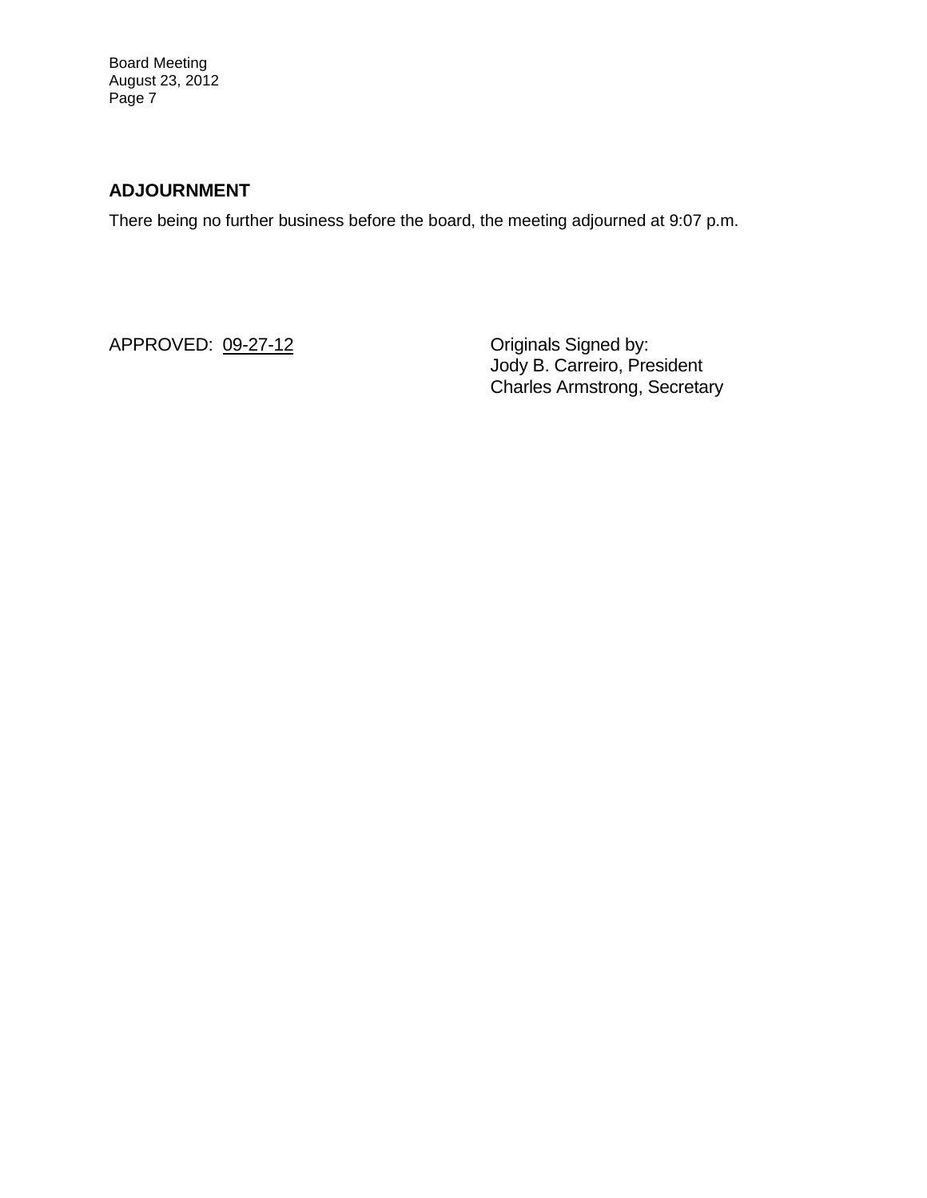## ADJOURNMENT

There being no further business before the board, the meeting adjourned at 9:07 p.m.

APPROVED: 09-27-12

Originals Signed by:
Jody B. Carreiro, President
Charles Armstrong, Secretary